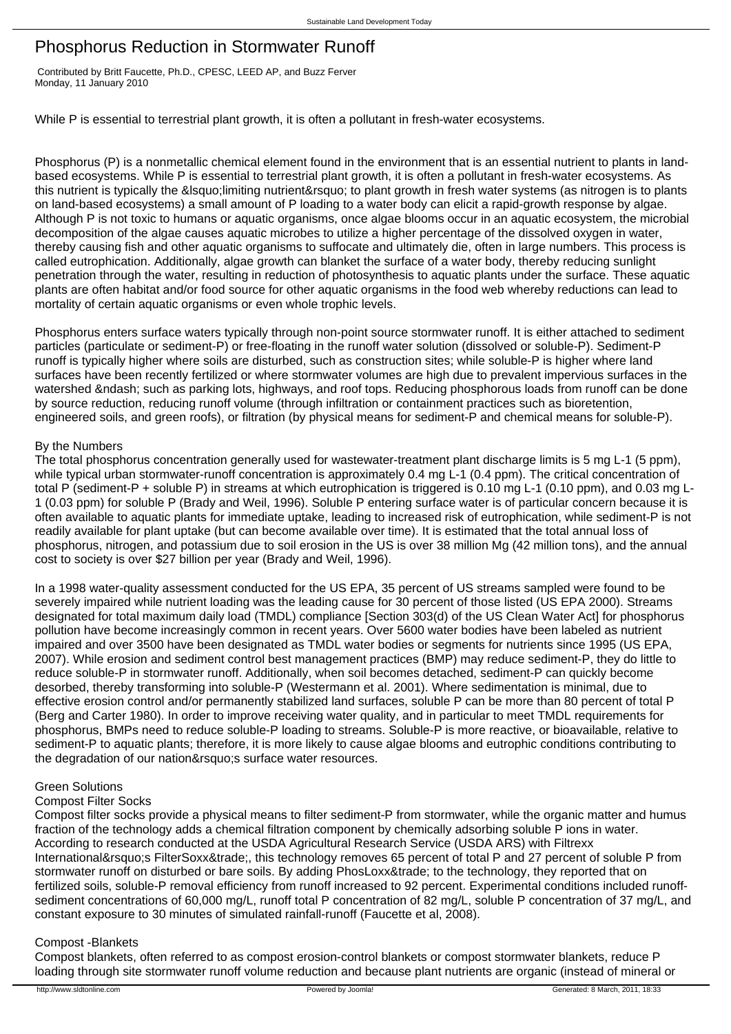# Phosphorus Reduction in Stormwater Runoff

Contributed by Britt Faucette, Ph.D., CPESC, LEED AP, and Buzz Ferver
Monday, 11 January 2010

While P is essential to terrestrial plant growth, it is often a pollutant in fresh-water ecosystems.

Phosphorus (P) is a nonmetallic chemical element found in the environment that is an essential nutrient to plants in land-based ecosystems. While P is essential to terrestrial plant growth, it is often a pollutant in fresh-water ecosystems. As this nutrient is typically the &lsquo;limiting nutrient&rsquo; to plant growth in fresh water systems (as nitrogen is to plants on land-based ecosystems) a small amount of P loading to a water body can elicit a rapid-growth response by algae. Although P is not toxic to humans or aquatic organisms, once algae blooms occur in an aquatic ecosystem, the microbial decomposition of the algae causes aquatic microbes to utilize a higher percentage of the dissolved oxygen in water, thereby causing fish and other aquatic organisms to suffocate and ultimately die, often in large numbers. This process is called eutrophication. Additionally, algae growth can blanket the surface of a water body, thereby reducing sunlight penetration through the water, resulting in reduction of photosynthesis to aquatic plants under the surface. These aquatic plants are often habitat and/or food source for other aquatic organisms in the food web whereby reductions can lead to mortality of certain aquatic organisms or even whole trophic levels.

Phosphorus enters surface waters typically through non-point source stormwater runoff. It is either attached to sediment particles (particulate or sediment-P) or free-floating in the runoff water solution (dissolved or soluble-P). Sediment-P runoff is typically higher where soils are disturbed, such as construction sites; while soluble-P is higher where land surfaces have been recently fertilized or where stormwater volumes are high due to prevalent impervious surfaces in the watershed &ndash; such as parking lots, highways, and roof tops. Reducing phosphorous loads from runoff can be done by source reduction, reducing runoff volume (through infiltration or containment practices such as bioretention, engineered soils, and green roofs), or filtration (by physical means for sediment-P and chemical means for soluble-P).

By the Numbers

The total phosphorus concentration generally used for wastewater-treatment plant discharge limits is 5 mg $L^{-1}$ (5 ppm), while typical urban stormwater-runoff concentration is approximately 0.4 mg $L^{-1}$ (0.4 ppm). The critical concentration of total P (sediment-P + soluble P) in streams at which eutrophication is triggered is 0.10 mg $L^{-1}$ (0.10 ppm), and 0.03 mg $L^{-1}$ (0.03 ppm) for soluble P (Brady and Weil, 1996). Soluble P entering surface water is of particular concern because it is often available to aquatic plants for immediate uptake, leading to increased risk of eutrophication, while sediment-P is not readily available for plant uptake (but can become available over time). It is estimated that the total annual loss of phosphorus, nitrogen, and potassium due to soil erosion in the US is over 38 million Mg (42 million tons), and the annual cost to society is over $27 billion per year (Brady and Weil, 1996).

In a 1998 water-quality assessment conducted for the US EPA, 35 percent of US streams sampled were found to be severely impaired while nutrient loading was the leading cause for 30 percent of those listed (US EPA 2000). Streams designated for total maximum daily load (TMDL) compliance [Section 303(d) of the US Clean Water Act] for phosphorus pollution have become increasingly common in recent years. Over 5600 water bodies have been labeled as nutrient impaired and over 3500 have been designated as TMDL water bodies or segments for nutrients since 1995 (US EPA, 2007). While erosion and sediment control best management practices (BMP) may reduce sediment-P, they do little to reduce soluble-P in stormwater runoff. Additionally, when soil becomes detached, sediment-P can quickly become desorbed, thereby transforming into soluble-P (Westermann et al. 2001). Where sedimentation is minimal, due to effective erosion control and/or permanently stabilized land surfaces, soluble P can be more than 80 percent of total P (Berg and Carter 1980). In order to improve receiving water quality, and in particular to meet TMDL requirements for phosphorus, BMPs need to reduce soluble-P loading to streams. Soluble-P is more reactive, or bioavailable, relative to sediment-P to aquatic plants; therefore, it is more likely to cause algae blooms and eutrophic conditions contributing to the degradation of our nation&rsquo;s surface water resources.

Green Solutions

Compost Filter Socks

Compost filter socks provide a physical means to filter sediment-P from stormwater, while the organic matter and humus fraction of the technology adds a chemical filtration component by chemically adsorbing soluble P ions in water. According to research conducted at the USDA Agricultural Research Service (USDA ARS) with Filtrexx International&rsquo;s FilterSoxx&trade;, this technology removes 65 percent of total P and 27 percent of soluble P from stormwater runoff on disturbed or bare soils. By adding PhosLoxx&trade; to the technology, they reported that on fertilized soils, soluble-P removal efficiency from runoff increased to 92 percent. Experimental conditions included runoff-sediment concentrations of 60,000 mg/L, runoff total P concentration of 82 mg/L, soluble P concentration of 37 mg/L, and constant exposure to 30 minutes of simulated rainfall-runoff (Faucette et al, 2008).

Compost -Blankets

Compost blankets, often referred to as compost erosion-control blankets or compost stormwater blankets, reduce P loading through site stormwater runoff volume reduction and because plant nutrients are organic (instead of mineral or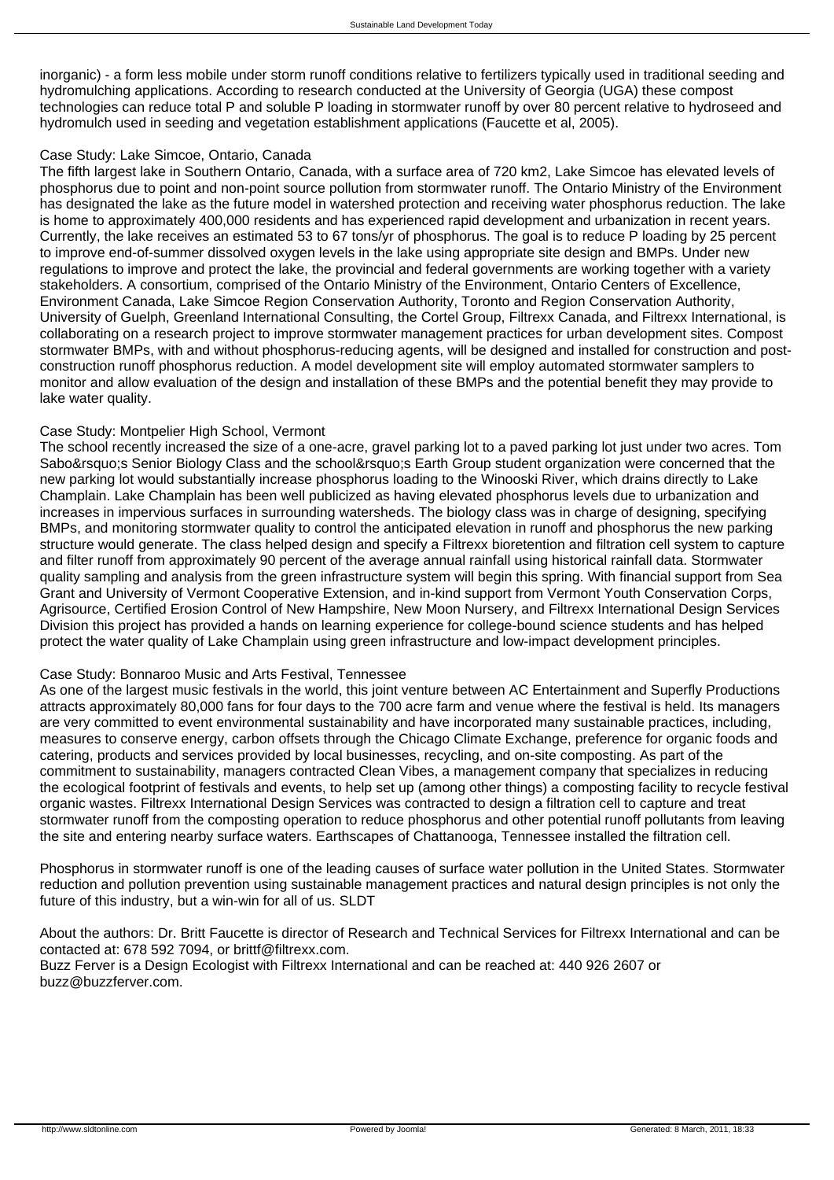inorganic) - a form less mobile under storm runoff conditions relative to fertilizers typically used in traditional seeding and hydromulching applications. According to research conducted at the University of Georgia (UGA) these compost technologies can reduce total P and soluble P loading in stormwater runoff by over 80 percent relative to hydroseed and hydromulch used in seeding and vegetation establishment applications (Faucette et al, 2005).

### Case Study: Lake Simcoe, Ontario, Canada

The fifth largest lake in Southern Ontario, Canada, with a surface area of 720 km2, Lake Simcoe has elevated levels of phosphorus due to point and non-point source pollution from stormwater runoff. The Ontario Ministry of the Environment has designated the lake as the future model in watershed protection and receiving water phosphorus reduction. The lake is home to approximately 400,000 residents and has experienced rapid development and urbanization in recent years. Currently, the lake receives an estimated 53 to 67 tons/yr of phosphorus. The goal is to reduce P loading by 25 percent to improve end-of-summer dissolved oxygen levels in the lake using appropriate site design and BMPs. Under new regulations to improve and protect the lake, the provincial and federal governments are working together with a variety stakeholders. A consortium, comprised of the Ontario Ministry of the Environment, Ontario Centers of Excellence, Environment Canada, Lake Simcoe Region Conservation Authority, Toronto and Region Conservation Authority, University of Guelph, Greenland International Consulting, the Cortel Group, Filtrexx Canada, and Filtrexx International, is collaborating on a research project to improve stormwater management practices for urban development sites. Compost stormwater BMPs, with and without phosphorus-reducing agents, will be designed and installed for construction and post-construction runoff phosphorus reduction. A model development site will employ automated stormwater samplers to monitor and allow evaluation of the design and installation of these BMPs and the potential benefit they may provide to lake water quality.

### Case Study: Montpelier High School, Vermont

The school recently increased the size of a one-acre, gravel parking lot to a paved parking lot just under two acres. Tom Sabo&rsquo;s Senior Biology Class and the school&rsquo;s Earth Group student organization were concerned that the new parking lot would substantially increase phosphorus loading to the Winooski River, which drains directly to Lake Champlain. Lake Champlain has been well publicized as having elevated phosphorus levels due to urbanization and increases in impervious surfaces in surrounding watersheds. The biology class was in charge of designing, specifying BMPs, and monitoring stormwater quality to control the anticipated elevation in runoff and phosphorus the new parking structure would generate. The class helped design and specify a Filtrexx bioretention and filtration cell system to capture and filter runoff from approximately 90 percent of the average annual rainfall using historical rainfall data. Stormwater quality sampling and analysis from the green infrastructure system will begin this spring. With financial support from Sea Grant and University of Vermont Cooperative Extension, and in-kind support from Vermont Youth Conservation Corps, Agrisource, Certified Erosion Control of New Hampshire, New Moon Nursery, and Filtrexx International Design Services Division this project has provided a hands on learning experience for college-bound science students and has helped protect the water quality of Lake Champlain using green infrastructure and low-impact development principles.

### Case Study: Bonnaroo Music and Arts Festival, Tennessee

As one of the largest music festivals in the world, this joint venture between AC Entertainment and Superfly Productions attracts approximately 80,000 fans for four days to the 700 acre farm and venue where the festival is held. Its managers are very committed to event environmental sustainability and have incorporated many sustainable practices, including, measures to conserve energy, carbon offsets through the Chicago Climate Exchange, preference for organic foods and catering, products and services provided by local businesses, recycling, and on-site composting. As part of the commitment to sustainability, managers contracted Clean Vibes, a management company that specializes in reducing the ecological footprint of festivals and events, to help set up (among other things) a composting facility to recycle festival organic wastes. Filtrexx International Design Services was contracted to design a filtration cell to capture and treat stormwater runoff from the composting operation to reduce phosphorus and other potential runoff pollutants from leaving the site and entering nearby surface waters. Earthscapes of Chattanooga, Tennessee installed the filtration cell.

Phosphorus in stormwater runoff is one of the leading causes of surface water pollution in the United States. Stormwater reduction and pollution prevention using sustainable management practices and natural design principles is not only the future of this industry, but a win-win for all of us. SLDT

About the authors: Dr. Britt Faucette is director of Research and Technical Services for Filtrexx International and can be contacted at: 678 592 7094, or brittf@filtrexx.com.
Buzz Ferver is a Design Ecologist with Filtrexx International and can be reached at: 440 926 2607 or buzz@buzzferver.com.